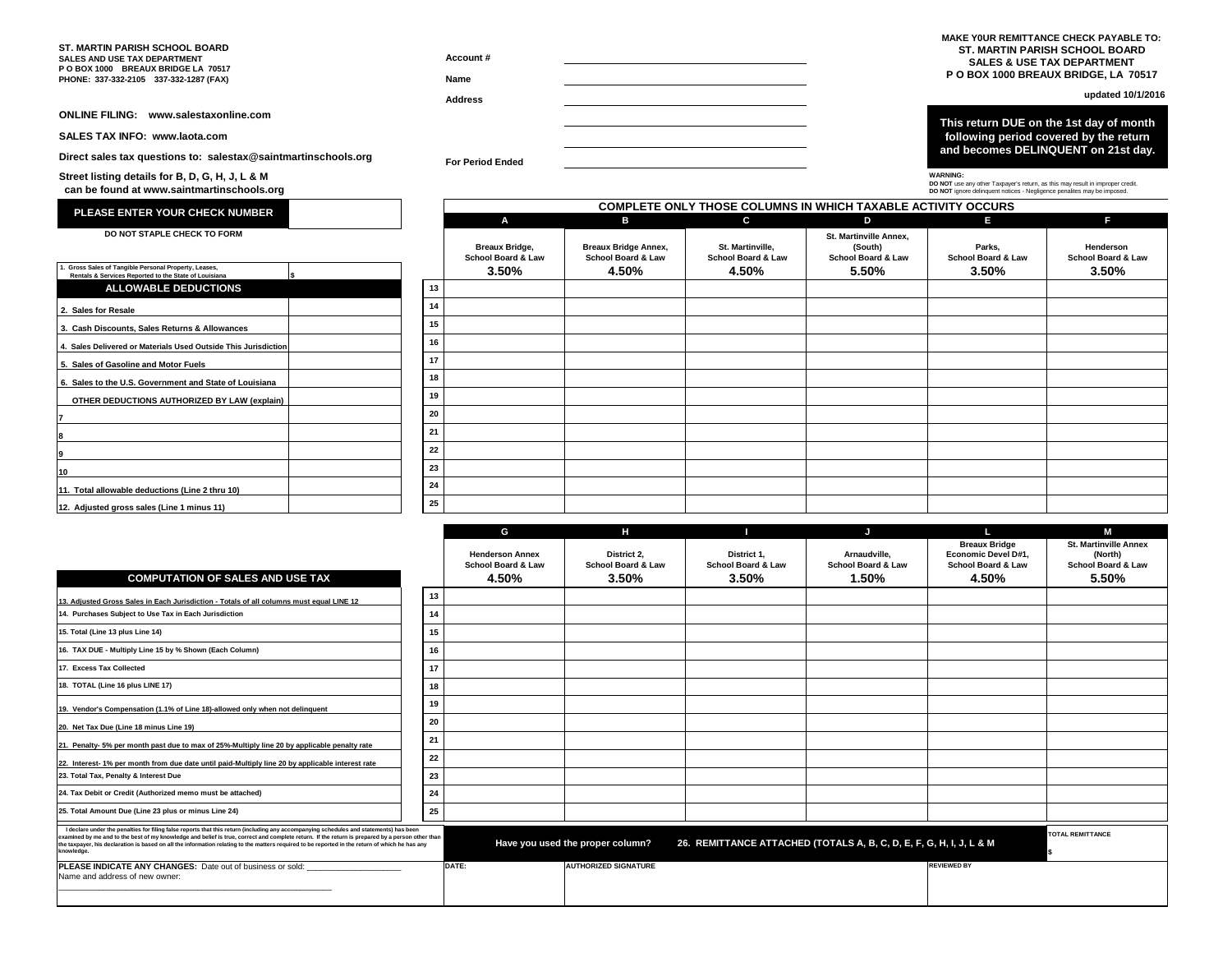**ST. MARTIN PARISH SCHOOL BOARD**
**SALES AND USE TAX DEPARTMENT**
**P O BOX 1000 BREAUX BRIDGE LA 70517**
**PHONE: 337-332-2105 337-332-1287 (FAX)**

**ONLINE FILING: www.salestaxonline.com**

**SALES TAX INFO: www.laota.com**

**Direct sales tax questions to: salestax@saintmartinschools.org**

**Street listing details for B, D, G, H, J, L & M can be found at www.saintmartinschools.org**

Account # ______________________

Name ______________________

Address ______________________

For Period Ended ______________________

**MAKE Y0UR REMITTANCE CHECK PAYABLE TO:**
**ST. MARTIN PARISH SCHOOL BOARD**
**SALES & USE TAX DEPARTMENT**
**P O BOX 1000 BREAUX BRIDGE, LA 70517**

**updated 10/1/2016**

**This return DUE on the 1st day of month following period covered by the return and becomes DELINQUENT on 21st day.**

**WARNING:**
**DO NOT** use any other Taxpayer's return, as this may result in improper credit.
**DO NOT** ignore delinquent notices - Negligence penalties may be imposed.

| PLEASE ENTER YOUR CHECK NUMBER | |
|---|---|

**DO NOT STAPLE CHECK TO FORM**

| | |
|---|---|
| 1. Gross Sales of Tangible Personal Property, Leases, Rentals & Services Reported to the State of Louisiana | $ |
| **ALLOWABLE DEDUCTIONS** | |
| 2. Sales for Resale | |
| 3. Cash Discounts, Sales Returns & Allowances | |
| 4. Sales Delivered or Materials Used Outside This Jurisdiction | |
| 5. Sales of Gasoline and Motor Fuels | |
| 6. Sales to the U.S. Government and State of Louisiana | |
| OTHER DEDUCTIONS AUTHORIZED BY LAW (explain) | |
| 7 | |
| 8 | |
| 9 | |
| 10 | |
| 11. Total allowable deductions (Line 2 thru 10) | |
| 12. Adjusted gross sales (Line 1 minus 11) | |

**COMPLETE ONLY THOSE COLUMNS IN WHICH TAXABLE ACTIVITY OCCURS**

| | A | B | C | D | E | F |
|---|---|---|---|---|---|---|
| | Breaux Bridge, School Board & Law **3.50%** | Breaux Bridge Annex, School Board & Law **4.50%** | St. Martinville, School Board & Law **4.50%** | St. Martinville Annex, (South) School Board & Law **5.50%** | Parks, School Board & Law **3.50%** | Henderson School Board & Law **3.50%** |
| 13 | | | | | | |
| 14 | | | | | | |
| 15 | | | | | | |
| 16 | | | | | | |
| 17 | | | | | | |
| 18 | | | | | | |
| 19 | | | | | | |
| 20 | | | | | | |
| 21 | | | | | | |
| 22 | | | | | | |
| 23 | | | | | | |
| 24 | | | | | | |
| 25 | | | | | | |

**COMPUTATION OF SALES AND USE TAX**

| | | G | H | I | J | L | M |
|---|---|---|---|---|---|---|---|
| | | Henderson Annex School Board & Law **4.50%** | District 2, School Board & Law **3.50%** | District 1, School Board & Law **3.50%** | Arnaudville, School Board & Law **1.50%** | Breaux Bridge Economic Devel D#1, School Board & Law **4.50%** | St. Martinville Annex (North) School Board & Law **5.50%** |
| 13. Adjusted Gross Sales in Each Jurisdiction - Totals of all columns must equal LINE 12 | 13 | | | | | | |
| 14. Purchases Subject to Use Tax in Each Jurisdiction | 14 | | | | | | |
| 15. Total (Line 13 plus Line 14) | 15 | | | | | | |
| 16. TAX DUE - Multiply Line 15 by % Shown (Each Column) | 16 | | | | | | |
| 17. Excess Tax Collected | 17 | | | | | | |
| 18. TOTAL (Line 16 plus LINE 17) | 18 | | | | | | |
| 19. Vendor's Compensation (1.1% of Line 18)-allowed only when not delinquent | 19 | | | | | | |
| 20. Net Tax Due (Line 18 minus Line 19) | 20 | | | | | | |
| 21. Penalty- 5% per month past due to max of 25%-Multiply line 20 by applicable penalty rate | 21 | | | | | | |
| 22. Interest- 1% per month from due date until paid-Multiply line 20 by applicable interest rate | 22 | | | | | | |
| 23. Total Tax, Penalty & Interest Due | 23 | | | | | | |
| 24. Tax Debit or Credit (Authorized memo must be attached) | 24 | | | | | | |
| 25. Total Amount Due (Line 23 plus or minus Line 24) | 25 | | | | | | |

I declare under the penalties for filing false reports that this return (including any accompanying schedules and statements) has been examined by me and to the best of my knowledge and belief is true, correct and complete return. If the return is prepared by a person other than the taxpayer, his declaration is based on all the information relating to the matters required to be reported in the return of which he has any knowledge.

**Have you used the proper column?** **26. REMITTANCE ATTACHED (TOTALS A, B, C, D, E, F, G, H, I, J, L & M**

TOTAL REMITTANCE $

**PLEASE INDICATE ANY CHANGES:** Date out of business or sold: ____________________
Name and address of new owner:
____________________________________________

| DATE: | AUTHORIZED SIGNATURE | REVIEWED BY |
|---|---|---|
| | | |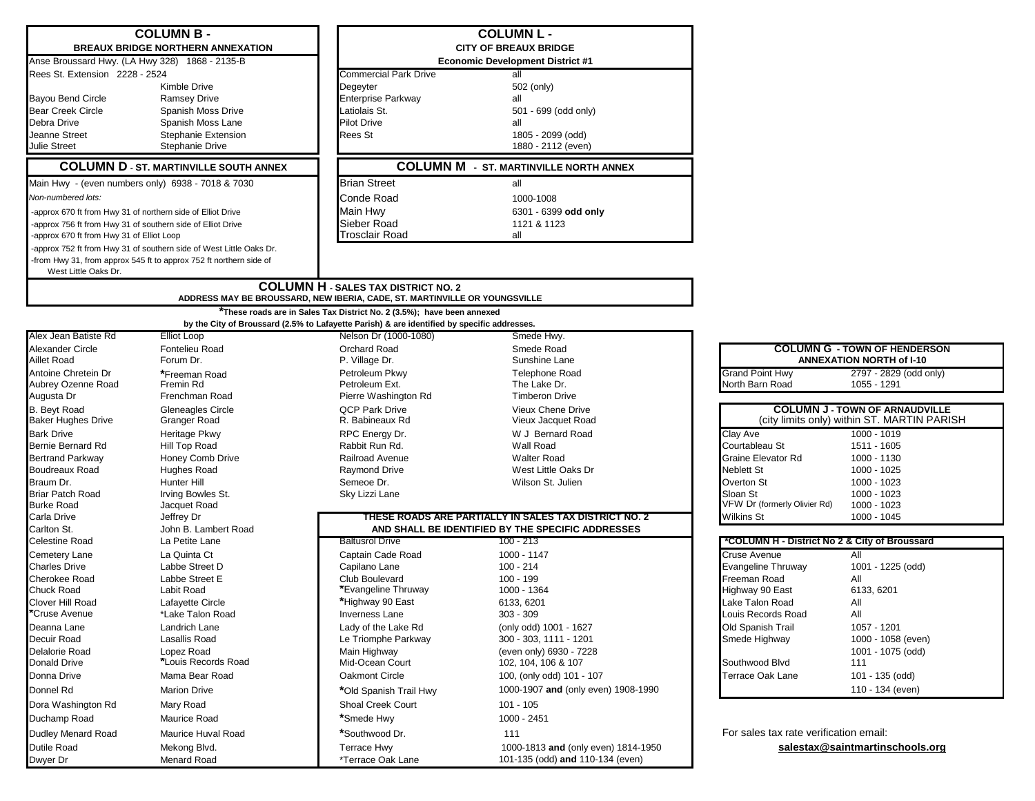## COLUMN B - BREAUX BRIDGE NORTHERN ANNEXATION

| | |
|---|---|
| Anse Broussard Hwy. (LA Hwy 328) 1868 - 2135-B | |
| Rees St. Extension 2228 - 2524 | |
| | Kimble Drive |
| Bayou Bend Circle | Ramsey Drive |
| Bear Creek Circle | Spanish Moss Drive |
| Debra Drive | Spanish Moss Lane |
| Jeanne Street | Stephanie Extension |
| Julie Street | Stephanie Drive |

## COLUMN L - CITY OF BREAUX BRIDGE

**Economic Development District #1**

| | |
|---|---|
| Commercial Park Drive | all |
| Degeyter | 502 (only) |
| Enterprise Parkway | all |
| Latiolais St. | 501 - 699 (odd only) |
| Pilot Drive | all |
| Rees St | 1805 - 2099 (odd) |
| | 1880 - 2112 (even) |

## COLUMN D - ST. MARTINVILLE SOUTH ANNEX

Main Hwy - (even numbers only) 6938 - 7018 & 7030

*Non-numbered lots:*

- -approx 670 ft from Hwy 31 of northern side of Elliot Drive
- -approx 756 ft from Hwy 31 of southern side of Elliot Drive
- -approx 670 ft from Hwy 31 of Elliot Loop
- -approx 752 ft from Hwy 31 of southern side of West Little Oaks Dr.
- -from Hwy 31, from approx 545 ft to approx 752 ft northern side of West Little Oaks Dr.

## COLUMN M - ST. MARTINVILLE NORTH ANNEX

| | |
|---|---|
| Brian Street | all |
| Conde Road | 1000-1008 |
| Main Hwy | 6301 - 6399 **odd only** |
| Sieber Road | 1121 & 1123 |
| Trosclair Road | all |

## COLUMN H - SALES TAX DISTRICT NO. 2

**ADDRESS MAY BE BROUSSARD, NEW IBERIA, CADE, ST. MARTINVILLE OR YOUNGSVILLE**

***These roads are in Sales Tax District No. 2 (3.5%); have been annexed by the City of Broussard (2.5% to Lafayette Parish) & are identified by specific addresses.**

| | | | |
|---|---|---|---|
| Alex Jean Batiste Rd | Elliot Loop | Nelson Dr (1000-1080) | Smede Hwy. |
| Alexander Circle | Fontelieu Road | Orchard Road | Smede Road |
| Aillet Road | Forum Dr. | P. Village Dr. | Sunshine Lane |
| Antoine Chretein Dr | *Freeman Road | Petroleum Pkwy | Telephone Road |
| Aubrey Ozenne Road | Fremin Rd | Petroleum Ext. | The Lake Dr. |
| Augusta Dr | Frenchman Road | Pierre Washington Rd | Timberon Drive |
| B. Beyt Road | Gleneagles Circle | QCP Park Drive | Vieux Chene Drive |
| Baker Hughes Drive | Granger Road | R. Babineaux Rd | Vieux Jacquet Road |
| Bark Drive | Heritage Pkwy | RPC Energy Dr. | W J Bernard Road |
| Bernie Bernard Rd | Hill Top Road | Rabbit Run Rd. | Wall Road |
| Bertrand Parkway | Honey Comb Drive | Railroad Avenue | Walter Road |
| Boudreaux Road | Hughes Road | Raymond Drive | West Little Oaks Dr |
| Braum Dr. | Hunter Hill | Semeoe Dr. | Wilson St. Julien |
| Briar Patch Road | Irving Bowles St. | Sky Lizzi Lane | |
| Burke Road | Jacquet Road | | |
| Carla Drive | Jeffrey Dr | | |
| Carlton St. | John B. Lambert Road | | |
| Celestine Road | La Petite Lane | | |
| Cemetery Lane | La Quinta Ct | | |
| Charles Drive | Labbe Street D | | |
| Cherokee Road | Labbe Street E | | |
| Chuck Road | Labit Road | | |
| Clover Hill Road | Lafayette Circle | | |
| *Cruse Avenue | *Lake Talon Road | | |
| Deanna Lane | Landrich Lane | | |
| Decuir Road | Lasallis Road | | |
| Delalorie Road | Lopez Road | | |
| Donald Drive | *Louis Records Road | | |
| Donna Drive | Mama Bear Road | | |
| Donnel Rd | Marion Drive | | |
| Dora Washington Rd | Mary Road | | |
| Duchamp Road | Maurice Road | | |
| Dudley Menard Road | Maurice Huval Road | | |
| Dutile Road | Mekong Blvd. | | |
| Dwyer Dr | Menard Road | | |

**THESE ROADS ARE PARTIALLY IN SALES TAX DISTRICT NO. 2 AND SHALL BE IDENTIFIED BY THE SPECIFIC ADDRESSES**

| | |
|---|---|
| Baltusrol Drive | 100 - 213 |
| Captain Cade Road | 1000 - 1147 |
| Capilano Lane | 100 - 214 |
| Club Boulevard | 100 - 199 |
| *Evangeline Thruway | 1000 - 1364 |
| *Highway 90 East | 6133, 6201 |
| Inverness Lane | 303 - 309 |
| Lady of the Lake Rd | (only odd) 1001 - 1627 |
| Le Triomphe Parkway | 300 - 303, 1111 - 1201 |
| Main Highway | (even only) 6930 - 7228 |
| Mid-Ocean Court | 102, 104, 106 & 107 |
| Oakmont Circle | 100, (only odd) 101 - 107 |
| *Old Spanish Trail Hwy | 1000-1907 **and** (only even) 1908-1990 |
| Shoal Creek Court | 101 - 105 |
| *Smede Hwy | 1000 - 2451 |
| *Southwood Dr. | 111 |
| Terrace Hwy | 1000-1813 **and** (only even) 1814-1950 |
| *Terrace Oak Lane | 101-135 (odd) **and** 110-134 (even) |

## COLUMN G - TOWN OF HENDERSON ANNEXATION NORTH of I-10

| | |
|---|---|
| Grand Point Hwy | 2797 - 2829 (odd only) |
| North Barn Road | 1055 - 1291 |

## COLUMN J - TOWN OF ARNAUDVILLE (city limits only) within ST. MARTIN PARISH

| | |
|---|---|
| Clay Ave | 1000 - 1019 |
| Courtableau St | 1511 - 1605 |
| Graine Elevator Rd | 1000 - 1130 |
| Neblett St | 1000 - 1025 |
| Overton St | 1000 - 1023 |
| Sloan St | 1000 - 1023 |
| VFW Dr (formerly Olivier Rd) | 1000 - 1023 |
| Wilkins St | 1000 - 1045 |

## *COLUMN H - District No 2 & City of Broussard

| | |
|---|---|
| Cruse Avenue | All |
| Evangeline Thruway | 1001 - 1225 (odd) |
| Freeman Road | All |
| Highway 90 East | 6133, 6201 |
| Lake Talon Road | All |
| Louis Records Road | All |
| Old Spanish Trail | 1057 - 1201 |
| Smede Highway | 1000 - 1058 (even) |
| | 1001 - 1075 (odd) |
| Southwood Blvd | 111 |
| Terrace Oak Lane | 101 - 135 (odd) |
| | 110 - 134 (even) |

For sales tax rate verification email:

**salestax@saintmartinschools.org**